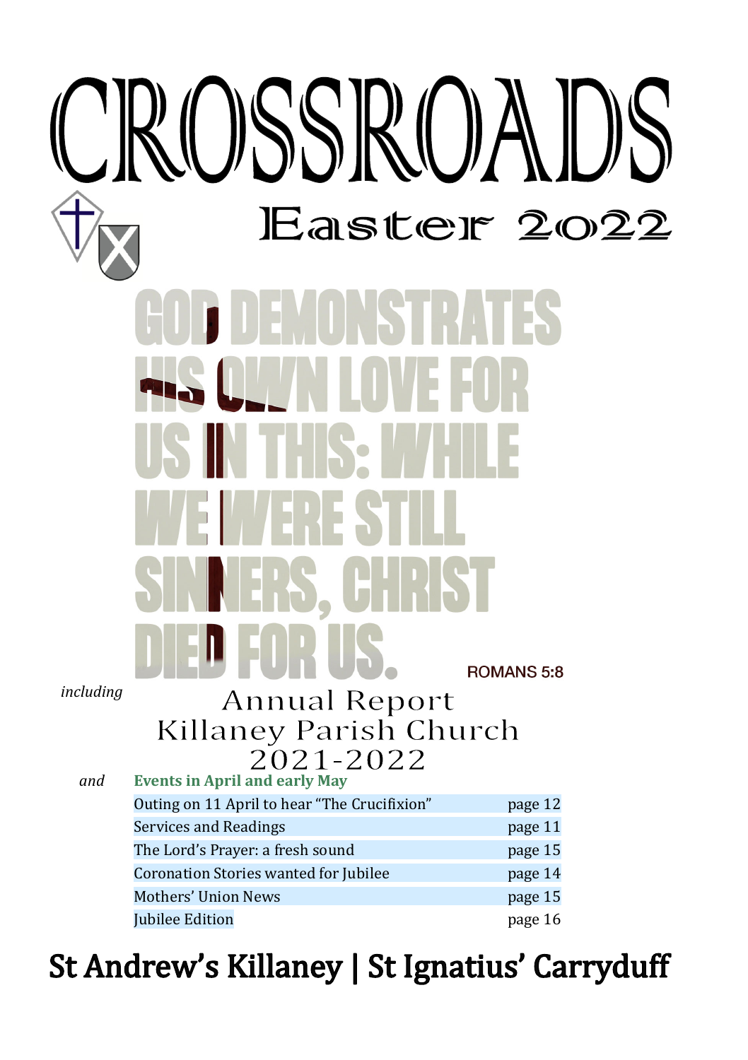# CROSSROADS

## Easter 2022

GOD DEMONSTRATES HIS OWN LOVE FOR US IN THIS: WHILE WE WERE STILL SINNERS, CHRIST DIED FOR US.

ROMANS 5:8

*including*

## Annual Report Killaney Parish Church 2021-2022

*and* **Events in April and early May**

| | |
|---|---|
| Outing on 11 April to hear "The Crucifixion" | page 12 |
| Services and Readings | page 11 |
| The Lord's Prayer: a fresh sound | page 15 |
| Coronation Stories wanted for Jubilee | page 14 |
| Mothers' Union News | page 15 |
| Jubilee Edition | page 16 |

# St Andrew's Killaney | St Ignatius' Carryduff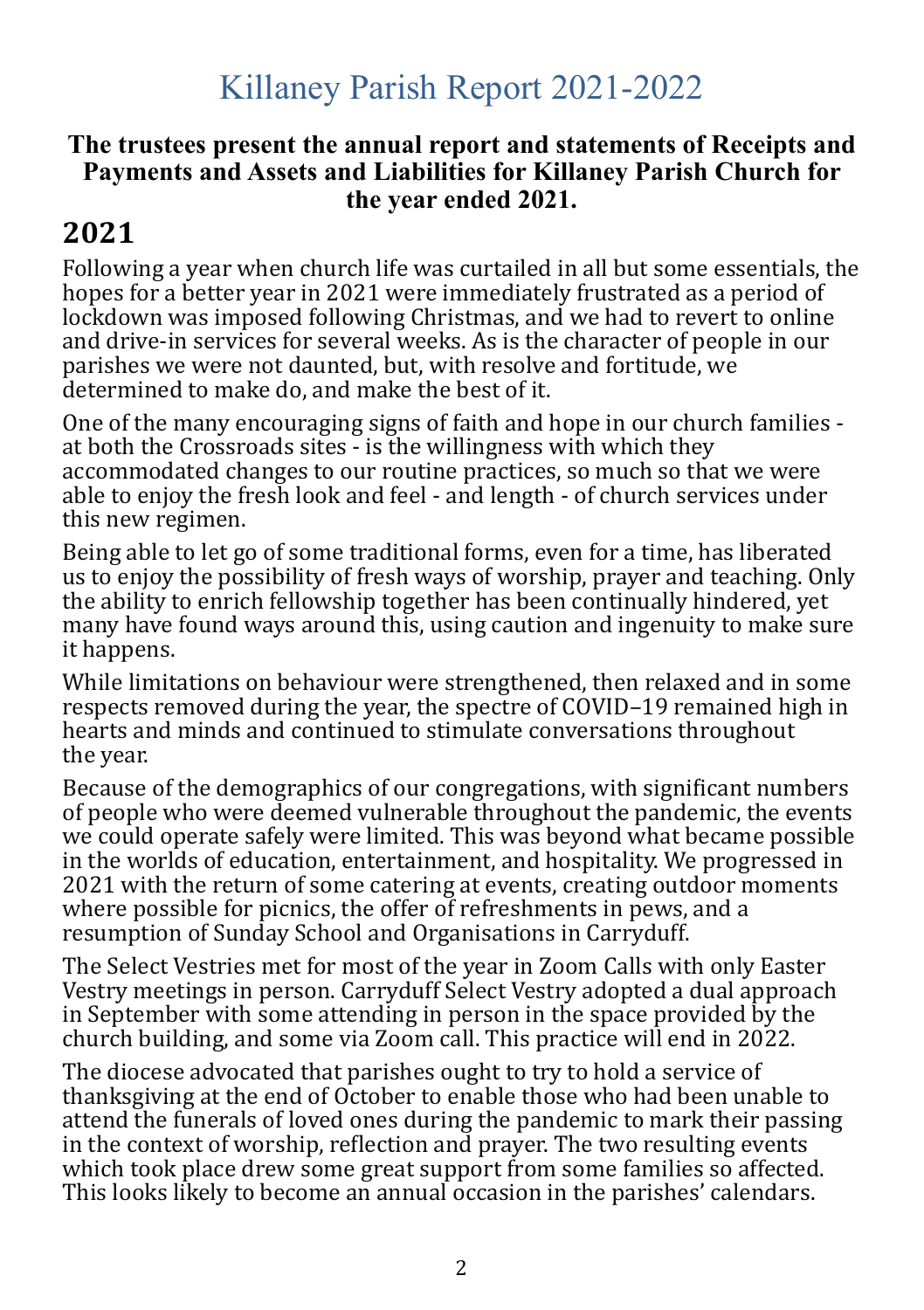# Killaney Parish Report 2021-2022

**The trustees present the annual report and statements of Receipts and Payments and Assets and Liabilities for Killaney Parish Church for the year ended 2021.**

## 2021

Following a year when church life was curtailed in all but some essentials, the hopes for a better year in 2021 were immediately frustrated as a period of lockdown was imposed following Christmas, and we had to revert to online and drive-in services for several weeks. As is the character of people in our parishes we were not daunted, but, with resolve and fortitude, we determined to make do, and make the best of it.

One of the many encouraging signs of faith and hope in our church families - at both the Crossroads sites - is the willingness with which they accommodated changes to our routine practices, so much so that we were able to enjoy the fresh look and feel - and length - of church services under this new regimen.

Being able to let go of some traditional forms, even for a time, has liberated us to enjoy the possibility of fresh ways of worship, prayer and teaching. Only the ability to enrich fellowship together has been continually hindered, yet many have found ways around this, using caution and ingenuity to make sure it happens.

While limitations on behaviour were strengthened, then relaxed and in some respects removed during the year, the spectre of COVID–19 remained high in hearts and minds and continued to stimulate conversations throughout the year.

Because of the demographics of our congregations, with significant numbers of people who were deemed vulnerable throughout the pandemic, the events we could operate safely were limited. This was beyond what became possible in the worlds of education, entertainment, and hospitality. We progressed in 2021 with the return of some catering at events, creating outdoor moments where possible for picnics, the offer of refreshments in pews, and a resumption of Sunday School and Organisations in Carryduff.

The Select Vestries met for most of the year in Zoom Calls with only Easter Vestry meetings in person. Carryduff Select Vestry adopted a dual approach in September with some attending in person in the space provided by the church building, and some via Zoom call. This practice will end in 2022.

The diocese advocated that parishes ought to try to hold a service of thanksgiving at the end of October to enable those who had been unable to attend the funerals of loved ones during the pandemic to mark their passing in the context of worship, reflection and prayer. The two resulting events which took place drew some great support from some families so affected. This looks likely to become an annual occasion in the parishes' calendars.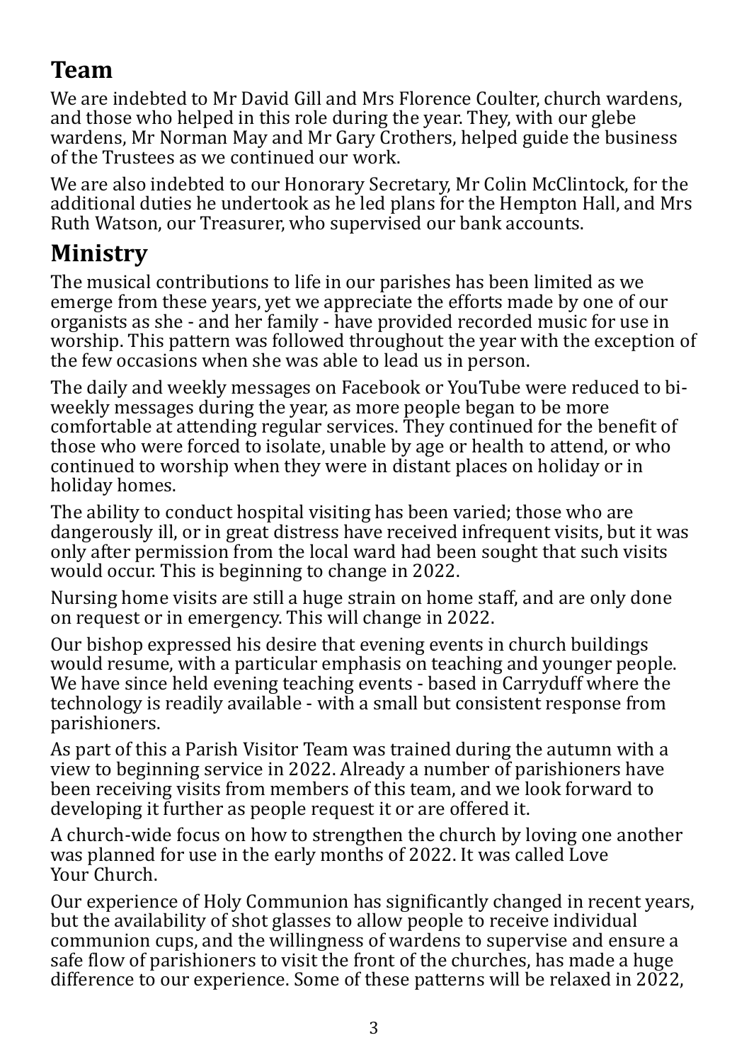## Team

We are indebted to Mr David Gill and Mrs Florence Coulter, church wardens, and those who helped in this role during the year. They, with our glebe wardens, Mr Norman May and Mr Gary Crothers, helped guide the business of the Trustees as we continued our work.

We are also indebted to our Honorary Secretary, Mr Colin McClintock, for the additional duties he undertook as he led plans for the Hempton Hall, and Mrs Ruth Watson, our Treasurer, who supervised our bank accounts.

## Ministry

The musical contributions to life in our parishes has been limited as we emerge from these years, yet we appreciate the efforts made by one of our organists as she - and her family - have provided recorded music for use in worship. This pattern was followed throughout the year with the exception of the few occasions when she was able to lead us in person.

The daily and weekly messages on Facebook or YouTube were reduced to bi-weekly messages during the year, as more people began to be more comfortable at attending regular services. They continued for the benefit of those who were forced to isolate, unable by age or health to attend, or who continued to worship when they were in distant places on holiday or in holiday homes.

The ability to conduct hospital visiting has been varied; those who are dangerously ill, or in great distress have received infrequent visits, but it was only after permission from the local ward had been sought that such visits would occur. This is beginning to change in 2022.

Nursing home visits are still a huge strain on home staff, and are only done on request or in emergency. This will change in 2022.

Our bishop expressed his desire that evening events in church buildings would resume, with a particular emphasis on teaching and younger people. We have since held evening teaching events - based in Carryduff where the technology is readily available - with a small but consistent response from parishioners.

As part of this a Parish Visitor Team was trained during the autumn with a view to beginning service in 2022. Already a number of parishioners have been receiving visits from members of this team, and we look forward to developing it further as people request it or are offered it.

A church-wide focus on how to strengthen the church by loving one another was planned for use in the early months of 2022. It was called Love Your Church.

Our experience of Holy Communion has significantly changed in recent years, but the availability of shot glasses to allow people to receive individual communion cups, and the willingness of wardens to supervise and ensure a safe flow of parishioners to visit the front of the churches, has made a huge difference to our experience. Some of these patterns will be relaxed in 2022,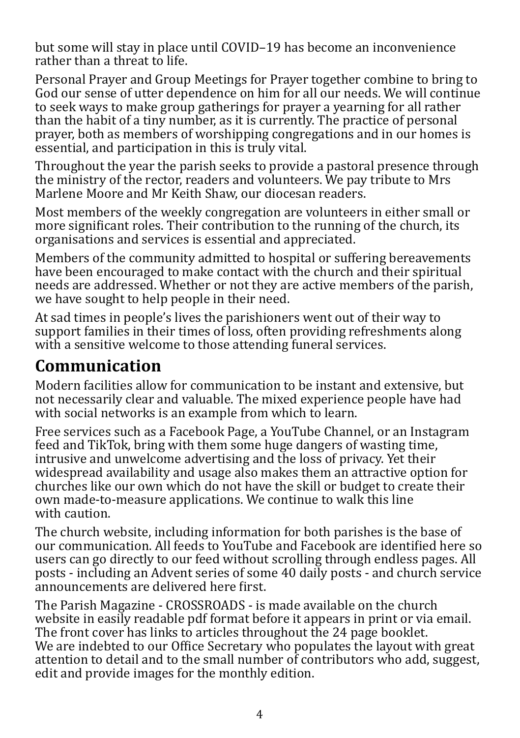but some will stay in place until COVID–19 has become an inconvenience rather than a threat to life.

Personal Prayer and Group Meetings for Prayer together combine to bring to God our sense of utter dependence on him for all our needs. We will continue to seek ways to make group gatherings for prayer a yearning for all rather than the habit of a tiny number, as it is currently. The practice of personal prayer, both as members of worshipping congregations and in our homes is essential, and participation in this is truly vital.

Throughout the year the parish seeks to provide a pastoral presence through the ministry of the rector, readers and volunteers. We pay tribute to Mrs Marlene Moore and Mr Keith Shaw, our diocesan readers.

Most members of the weekly congregation are volunteers in either small or more significant roles. Their contribution to the running of the church, its organisations and services is essential and appreciated.

Members of the community admitted to hospital or suffering bereavements have been encouraged to make contact with the church and their spiritual needs are addressed. Whether or not they are active members of the parish, we have sought to help people in their need.

At sad times in people's lives the parishioners went out of their way to support families in their times of loss, often providing refreshments along with a sensitive welcome to those attending funeral services.

## Communication

Modern facilities allow for communication to be instant and extensive, but not necessarily clear and valuable. The mixed experience people have had with social networks is an example from which to learn.

Free services such as a Facebook Page, a YouTube Channel, or an Instagram feed and TikTok, bring with them some huge dangers of wasting time, intrusive and unwelcome advertising and the loss of privacy. Yet their widespread availability and usage also makes them an attractive option for churches like our own which do not have the skill or budget to create their own made-to-measure applications. We continue to walk this line with caution.

The church website, including information for both parishes is the base of our communication. All feeds to YouTube and Facebook are identified here so users can go directly to our feed without scrolling through endless pages. All posts - including an Advent series of some 40 daily posts - and church service announcements are delivered here first.

The Parish Magazine - CROSSROADS - is made available on the church website in easily readable pdf format before it appears in print or via email. The front cover has links to articles throughout the 24 page booklet. We are indebted to our Office Secretary who populates the layout with great attention to detail and to the small number of contributors who add, suggest, edit and provide images for the monthly edition.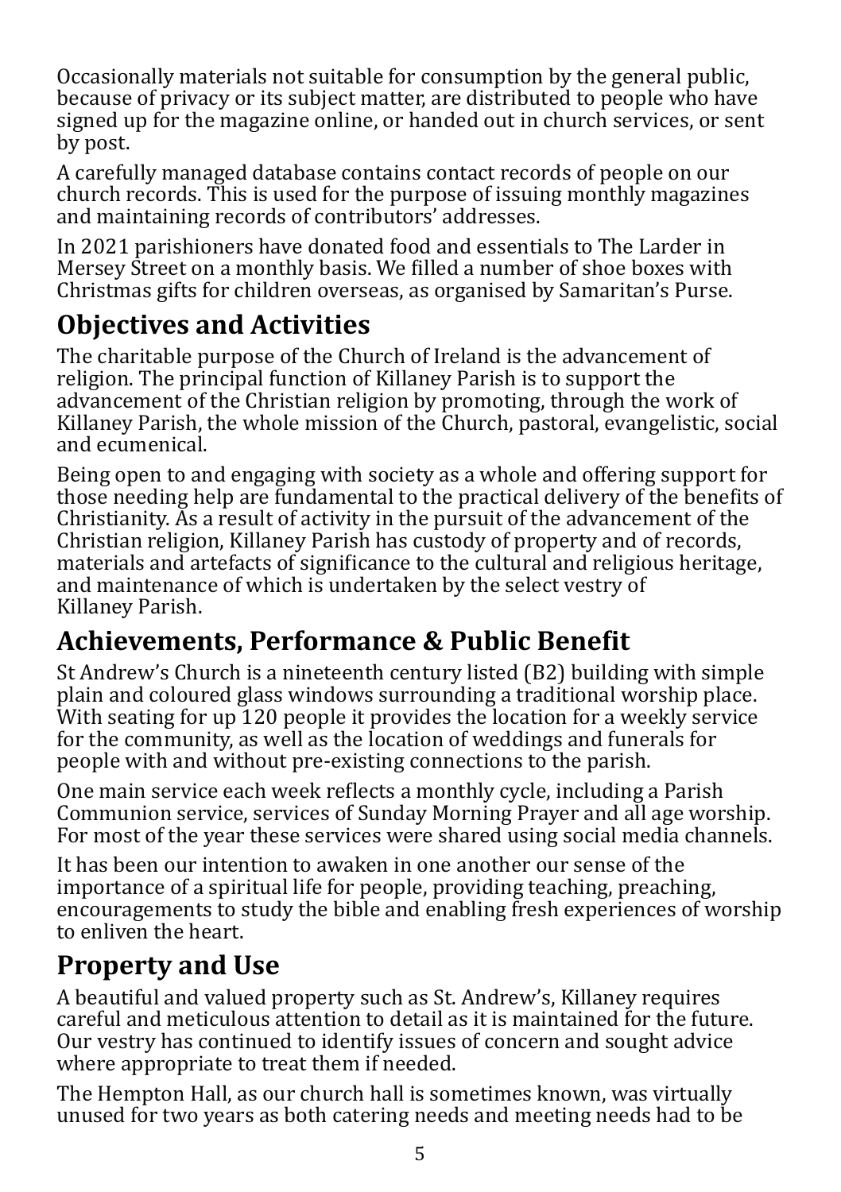Occasionally materials not suitable for consumption by the general public, because of privacy or its subject matter, are distributed to people who have signed up for the magazine online, or handed out in church services, or sent by post.

A carefully managed database contains contact records of people on our church records. This is used for the purpose of issuing monthly magazines and maintaining records of contributors' addresses.

In 2021 parishioners have donated food and essentials to The Larder in Mersey Street on a monthly basis. We filled a number of shoe boxes with Christmas gifts for children overseas, as organised by Samaritan's Purse.

## Objectives and Activities

The charitable purpose of the Church of Ireland is the advancement of religion. The principal function of Killaney Parish is to support the advancement of the Christian religion by promoting, through the work of Killaney Parish, the whole mission of the Church, pastoral, evangelistic, social and ecumenical.

Being open to and engaging with society as a whole and offering support for those needing help are fundamental to the practical delivery of the benefits of Christianity. As a result of activity in the pursuit of the advancement of the Christian religion, Killaney Parish has custody of property and of records, materials and artefacts of significance to the cultural and religious heritage, and maintenance of which is undertaken by the select vestry of Killaney Parish.

## Achievements, Performance & Public Benefit

St Andrew's Church is a nineteenth century listed (B2) building with simple plain and coloured glass windows surrounding a traditional worship place. With seating for up 120 people it provides the location for a weekly service for the community, as well as the location of weddings and funerals for people with and without pre-existing connections to the parish.

One main service each week reflects a monthly cycle, including a Parish Communion service, services of Sunday Morning Prayer and all age worship. For most of the year these services were shared using social media channels.

It has been our intention to awaken in one another our sense of the importance of a spiritual life for people, providing teaching, preaching, encouragements to study the bible and enabling fresh experiences of worship to enliven the heart.

## Property and Use

A beautiful and valued property such as St. Andrew's, Killaney requires careful and meticulous attention to detail as it is maintained for the future. Our vestry has continued to identify issues of concern and sought advice where appropriate to treat them if needed.

The Hempton Hall, as our church hall is sometimes known, was virtually unused for two years as both catering needs and meeting needs had to be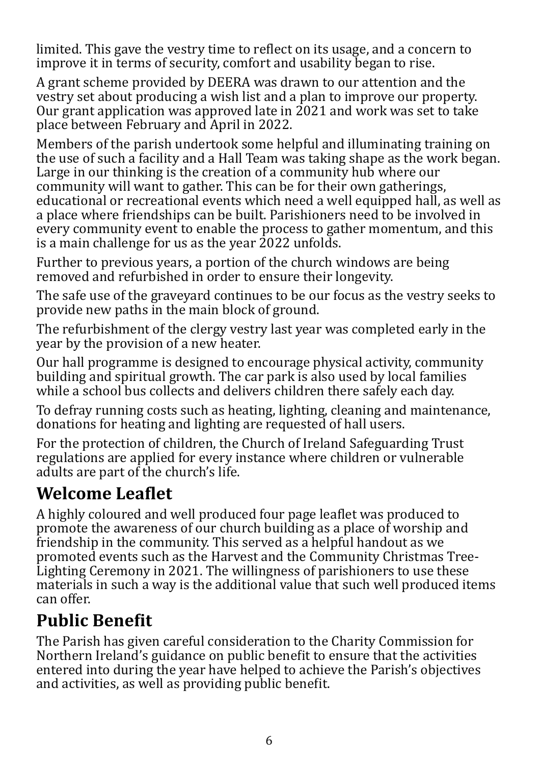limited. This gave the vestry time to reflect on its usage, and a concern to improve it in terms of security, comfort and usability began to rise.

A grant scheme provided by DEERA was drawn to our attention and the vestry set about producing a wish list and a plan to improve our property. Our grant application was approved late in 2021 and work was set to take place between February and April in 2022.

Members of the parish undertook some helpful and illuminating training on the use of such a facility and a Hall Team was taking shape as the work began. Large in our thinking is the creation of a community hub where our community will want to gather. This can be for their own gatherings, educational or recreational events which need a well equipped hall, as well as a place where friendships can be built. Parishioners need to be involved in every community event to enable the process to gather momentum, and this is a main challenge for us as the year 2022 unfolds.

Further to previous years, a portion of the church windows are being removed and refurbished in order to ensure their longevity.

The safe use of the graveyard continues to be our focus as the vestry seeks to provide new paths in the main block of ground.

The refurbishment of the clergy vestry last year was completed early in the year by the provision of a new heater.

Our hall programme is designed to encourage physical activity, community building and spiritual growth. The car park is also used by local families while a school bus collects and delivers children there safely each day.

To defray running costs such as heating, lighting, cleaning and maintenance, donations for heating and lighting are requested of hall users.

For the protection of children, the Church of Ireland Safeguarding Trust regulations are applied for every instance where children or vulnerable adults are part of the church's life.

## Welcome Leaflet

A highly coloured and well produced four page leaflet was produced to promote the awareness of our church building as a place of worship and friendship in the community. This served as a helpful handout as we promoted events such as the Harvest and the Community Christmas Tree-Lighting Ceremony in 2021. The willingness of parishioners to use these materials in such a way is the additional value that such well produced items can offer.

## Public Benefit

The Parish has given careful consideration to the Charity Commission for Northern Ireland's guidance on public benefit to ensure that the activities entered into during the year have helped to achieve the Parish's objectives and activities, as well as providing public benefit.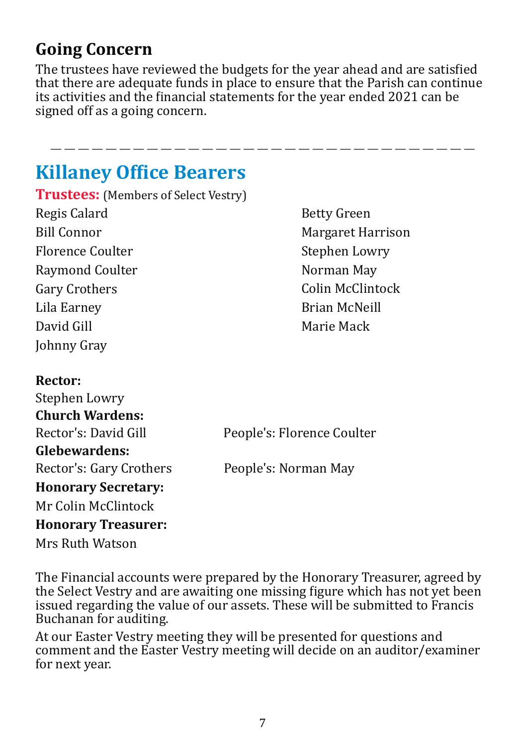## Going Concern

The trustees have reviewed the budgets for the year ahead and are satisfied that there are adequate funds in place to ensure that the Parish can continue its activities and the financial statements for the year ended 2021 can be signed off as a going concern.

---

# Killaney Office Bearers

**Trustees:** (Members of Select Vestry)

Regis Calard
Bill Connor
Florence Coulter
Raymond Coulter
Gary Crothers
Lila Earney
David Gill
Johnny Gray
Betty Green
Margaret Harrison
Stephen Lowry
Norman May
Colin McClintock
Brian McNeill
Marie Mack

**Rector:**
Stephen Lowry

**Church Wardens:**
Rector's: David Gill    People's: Florence Coulter

**Glebewardens:**
Rector's: Gary Crothers    People's: Norman May

**Honorary Secretary:**
Mr Colin McClintock

**Honorary Treasurer:**
Mrs Ruth Watson

The Financial accounts were prepared by the Honorary Treasurer, agreed by the Select Vestry and are awaiting one missing figure which has not yet been issued regarding the value of our assets. These will be submitted to Francis Buchanan for auditing.

At our Easter Vestry meeting they will be presented for questions and comment and the Easter Vestry meeting will decide on an auditor/examiner for next year.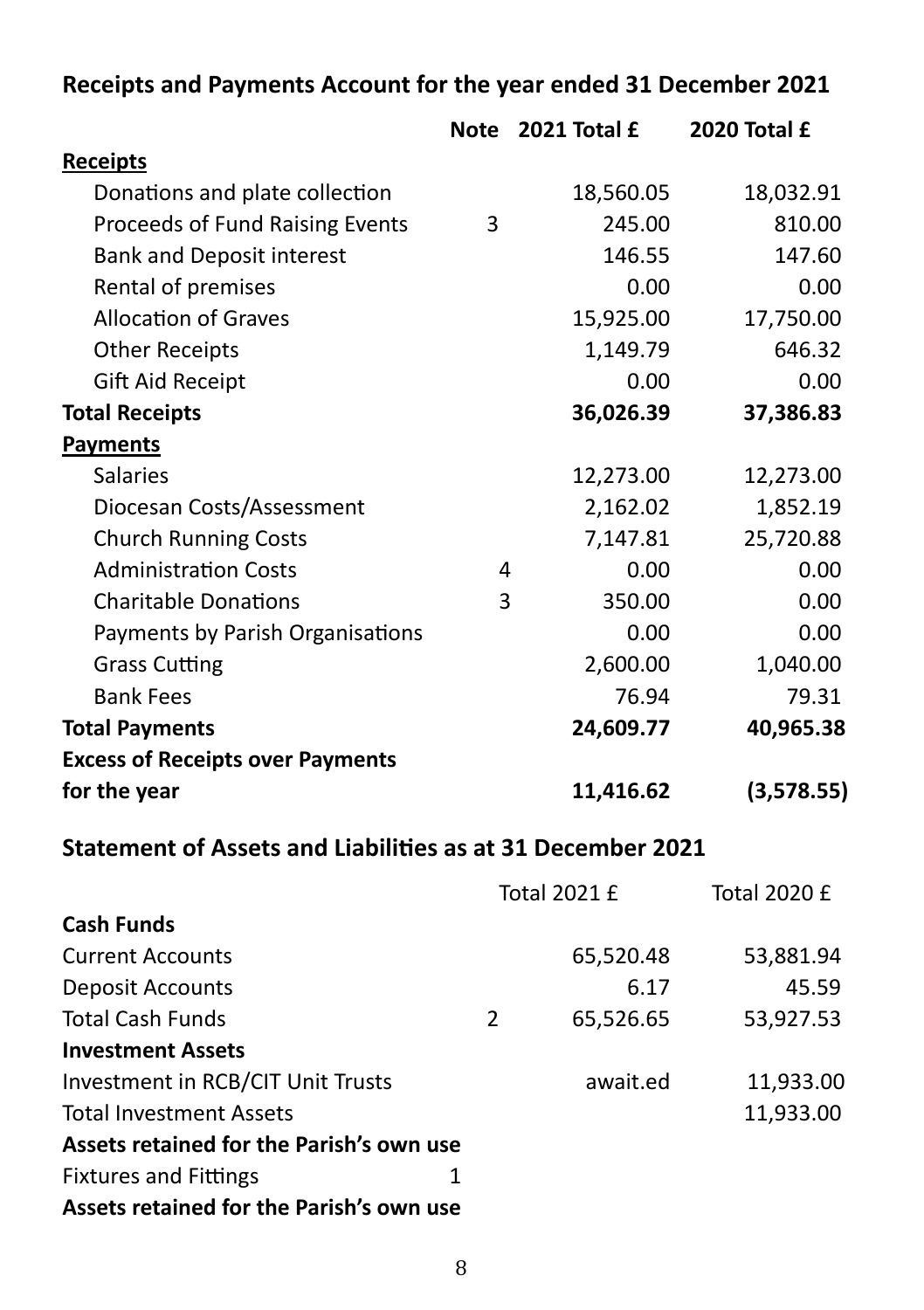## Receipts and Payments Account for the year ended 31 December 2021

| | Note | 2021 Total £ | 2020 Total £ |
|---|---|---|---|
| **Receipts** | | | |
| Donations and plate collection | | 18,560.05 | 18,032.91 |
| Proceeds of Fund Raising Events | 3 | 245.00 | 810.00 |
| Bank and Deposit interest | | 146.55 | 147.60 |
| Rental of premises | | 0.00 | 0.00 |
| Allocation of Graves | | 15,925.00 | 17,750.00 |
| Other Receipts | | 1,149.79 | 646.32 |
| Gift Aid Receipt | | 0.00 | 0.00 |
| **Total Receipts** | | **36,026.39** | **37,386.83** |
| **Payments** | | | |
| Salaries | | 12,273.00 | 12,273.00 |
| Diocesan Costs/Assessment | | 2,162.02 | 1,852.19 |
| Church Running Costs | | 7,147.81 | 25,720.88 |
| Administration Costs | 4 | 0.00 | 0.00 |
| Charitable Donations | 3 | 350.00 | 0.00 |
| Payments by Parish Organisations | | 0.00 | 0.00 |
| Grass Cutting | | 2,600.00 | 1,040.00 |
| Bank Fees | | 76.94 | 79.31 |
| **Total Payments** | | **24,609.77** | **40,965.38** |
| **Excess of Receipts over Payments for the year** | | **11,416.62** | **(3,578.55)** |

## Statement of Assets and Liabilities as at 31 December 2021

| | Note | Total 2021 £ | Total 2020 £ |
|---|---|---|---|
| **Cash Funds** | | | |
| Current Accounts | | 65,520.48 | 53,881.94 |
| Deposit Accounts | | 6.17 | 45.59 |
| Total Cash Funds | 2 | 65,526.65 | 53,927.53 |
| **Investment Assets** | | | |
| Investment in RCB/CIT Unit Trusts | | await.ed | 11,933.00 |
| Total Investment Assets | | | 11,933.00 |
| **Assets retained for the Parish's own use** | | | |
| Fixtures and Fittings | 1 | | |
| **Assets retained for the Parish's own use** | | | |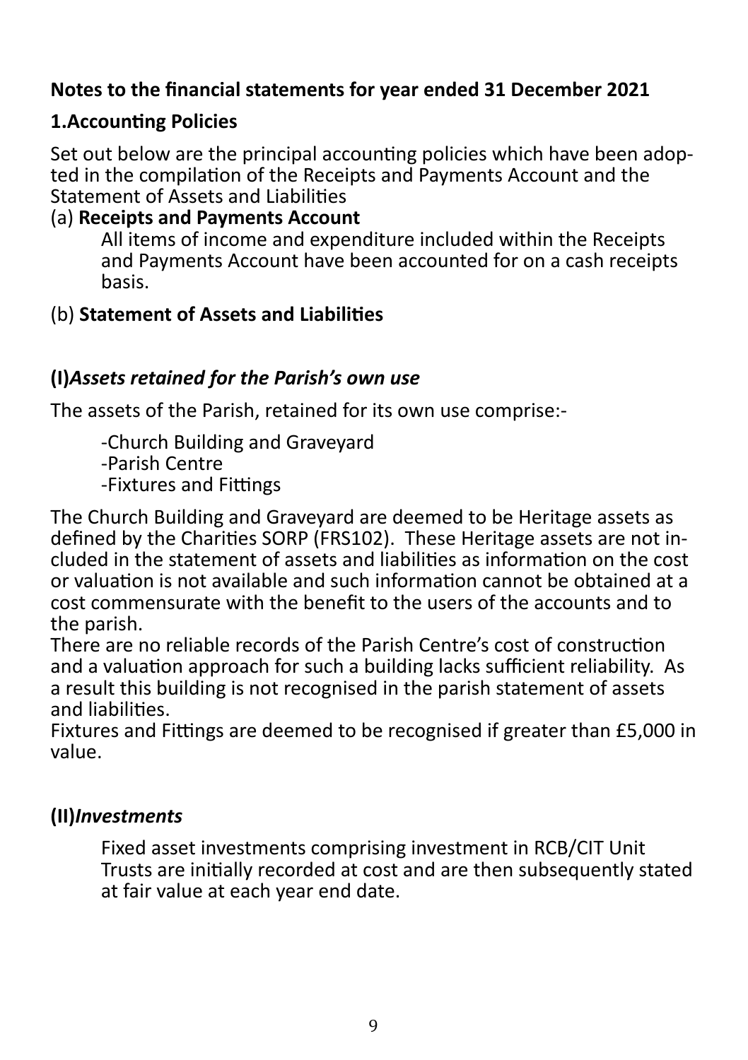## Notes to the financial statements for year ended 31 December 2021

### 1.Accounting Policies

Set out below are the principal accounting policies which have been adopted in the compilation of the Receipts and Payments Account and the Statement of Assets and Liabilities

(a) **Receipts and Payments Account**

All items of income and expenditure included within the Receipts and Payments Account have been accounted for on a cash receipts basis.

(b) **Statement of Assets and Liabilities**

### (I)*Assets retained for the Parish's own use*

The assets of the Parish, retained for its own use comprise:-

- Church Building and Graveyard
- Parish Centre
- Fixtures and Fittings

The Church Building and Graveyard are deemed to be Heritage assets as defined by the Charities SORP (FRS102). These Heritage assets are not included in the statement of assets and liabilities as information on the cost or valuation is not available and such information cannot be obtained at a cost commensurate with the benefit to the users of the accounts and to the parish.

There are no reliable records of the Parish Centre's cost of construction and a valuation approach for such a building lacks sufficient reliability. As a result this building is not recognised in the parish statement of assets and liabilities.

Fixtures and Fittings are deemed to be recognised if greater than £5,000 in value.

### (II)*Investments*

Fixed asset investments comprising investment in RCB/CIT Unit Trusts are initially recorded at cost and are then subsequently stated at fair value at each year end date.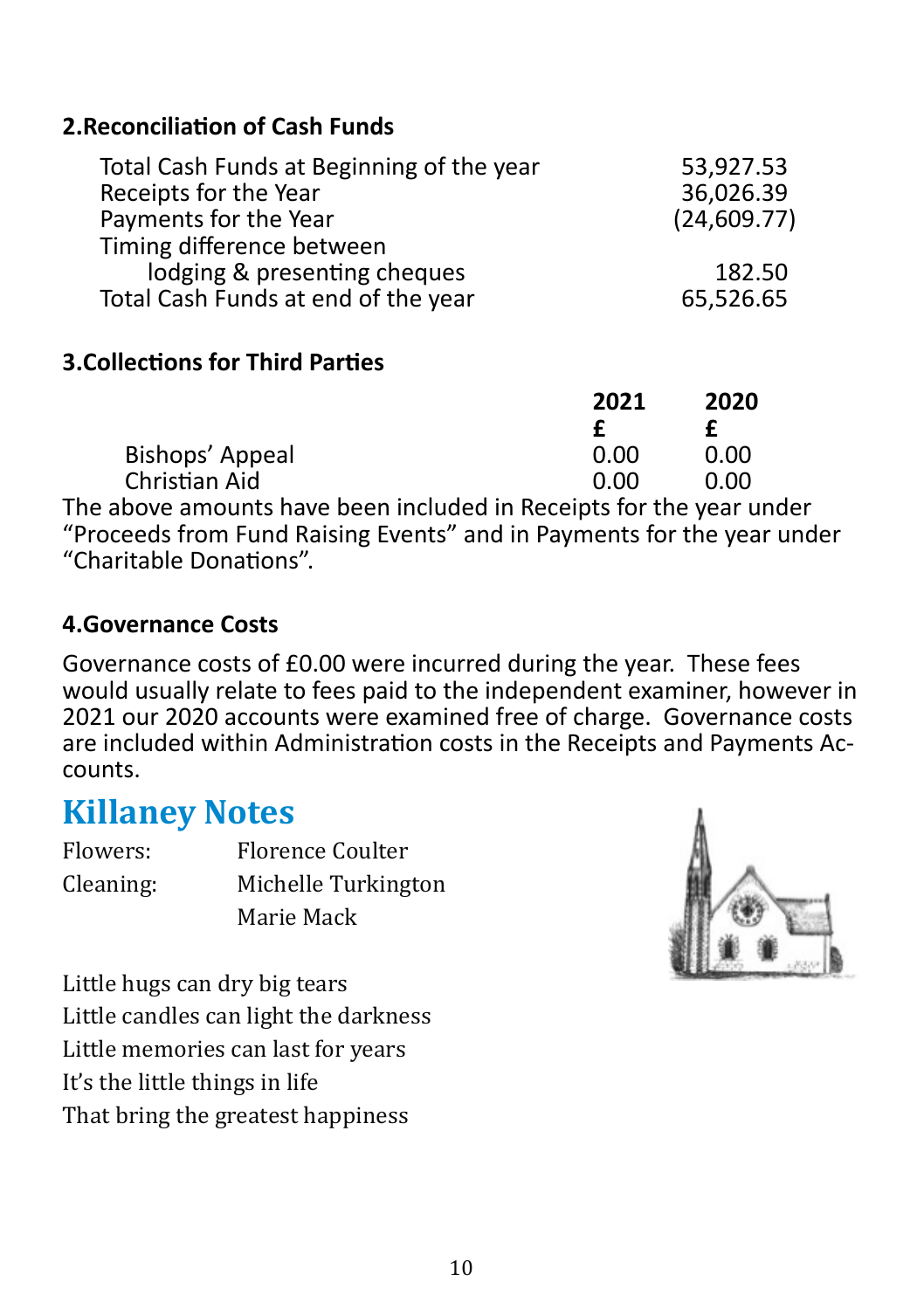### 2.Reconciliation of Cash Funds

| | |
|---|---|
| Total Cash Funds at Beginning of the year | 53,927.53 |
| Receipts for the Year | 36,026.39 |
| Payments for the Year | (24,609.77) |
| Timing difference between lodging & presenting cheques | 182.50 |
| Total Cash Funds at end of the year | 65,526.65 |

### 3.Collections for Third Parties

| | 2021 £ | 2020 £ |
|---|---|---|
| Bishops' Appeal | 0.00 | 0.00 |
| Christian Aid | 0.00 | 0.00 |

The above amounts have been included in Receipts for the year under "Proceeds from Fund Raising Events" and in Payments for the year under "Charitable Donations".

### 4.Governance Costs

Governance costs of £0.00 were incurred during the year. These fees would usually relate to fees paid to the independent examiner, however in 2021 our 2020 accounts were examined free of charge. Governance costs are included within Administration costs in the Receipts and Payments Accounts.

## Killaney Notes

| | |
|---|---|
| Flowers: | Florence Coulter |
| Cleaning: | Michelle Turkington |
| | Marie Mack |

Little hugs can dry big tears
Little candles can light the darkness
Little memories can last for years
It's the little things in life
That bring the greatest happiness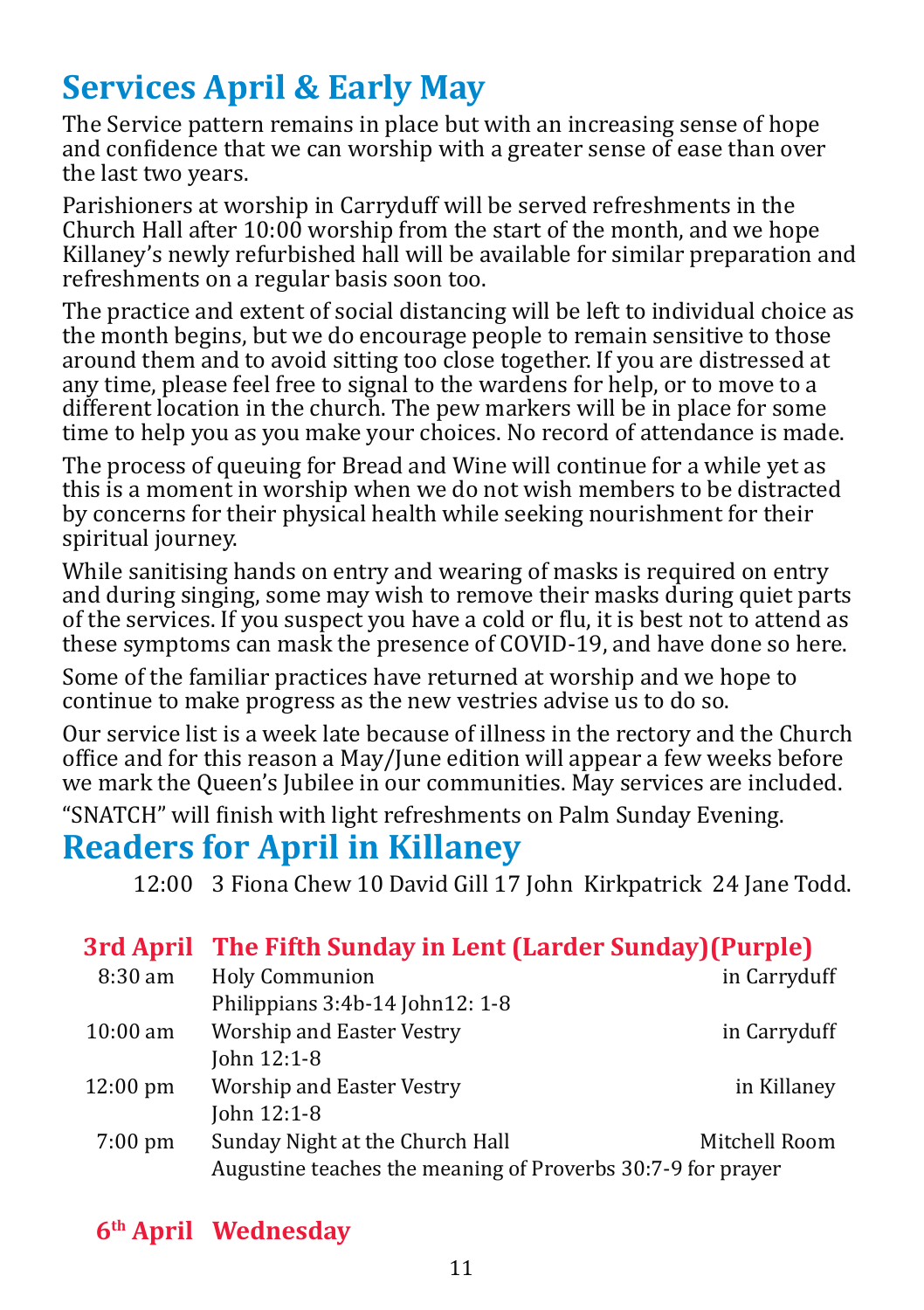## Services April & Early May

The Service pattern remains in place but with an increasing sense of hope and confidence that we can worship with a greater sense of ease than over the last two years.

Parishioners at worship in Carryduff will be served refreshments in the Church Hall after 10:00 worship from the start of the month, and we hope Killaney's newly refurbished hall will be available for similar preparation and refreshments on a regular basis soon too.

The practice and extent of social distancing will be left to individual choice as the month begins, but we do encourage people to remain sensitive to those around them and to avoid sitting too close together. If you are distressed at any time, please feel free to signal to the wardens for help, or to move to a different location in the church. The pew markers will be in place for some time to help you as you make your choices. No record of attendance is made.

The process of queuing for Bread and Wine will continue for a while yet as this is a moment in worship when we do not wish members to be distracted by concerns for their physical health while seeking nourishment for their spiritual journey.

While sanitising hands on entry and wearing of masks is required on entry and during singing, some may wish to remove their masks during quiet parts of the services. If you suspect you have a cold or flu, it is best not to attend as these symptoms can mask the presence of COVID-19, and have done so here.

Some of the familiar practices have returned at worship and we hope to continue to make progress as the new vestries advise us to do so.

Our service list is a week late because of illness in the rectory and the Church office and for this reason a May/June edition will appear a few weeks before we mark the Queen's Jubilee in our communities. May services are included.

"SNATCH" will finish with light refreshments on Palm Sunday Evening.

## Readers for April in Killaney

12:00 3 Fiona Chew 10 David Gill 17 John Kirkpatrick 24 Jane Todd.

| | | |
|---|---|---|
| **3rd April** | **The Fifth Sunday in Lent (Larder Sunday)(Purple)** | |
| 8:30 am | Holy Communion | in Carryduff |
| | Philippians 3:4b-14 John12: 1-8 | |
| 10:00 am | Worship and Easter Vestry | in Carryduff |
| | John 12:1-8 | |
| 12:00 pm | Worship and Easter Vestry | in Killaney |
| | John 12:1-8 | |
| 7:00 pm | Sunday Night at the Church Hall | Mitchell Room |
| | Augustine teaches the meaning of Proverbs 30:7-9 for prayer | |

**6th April Wednesday**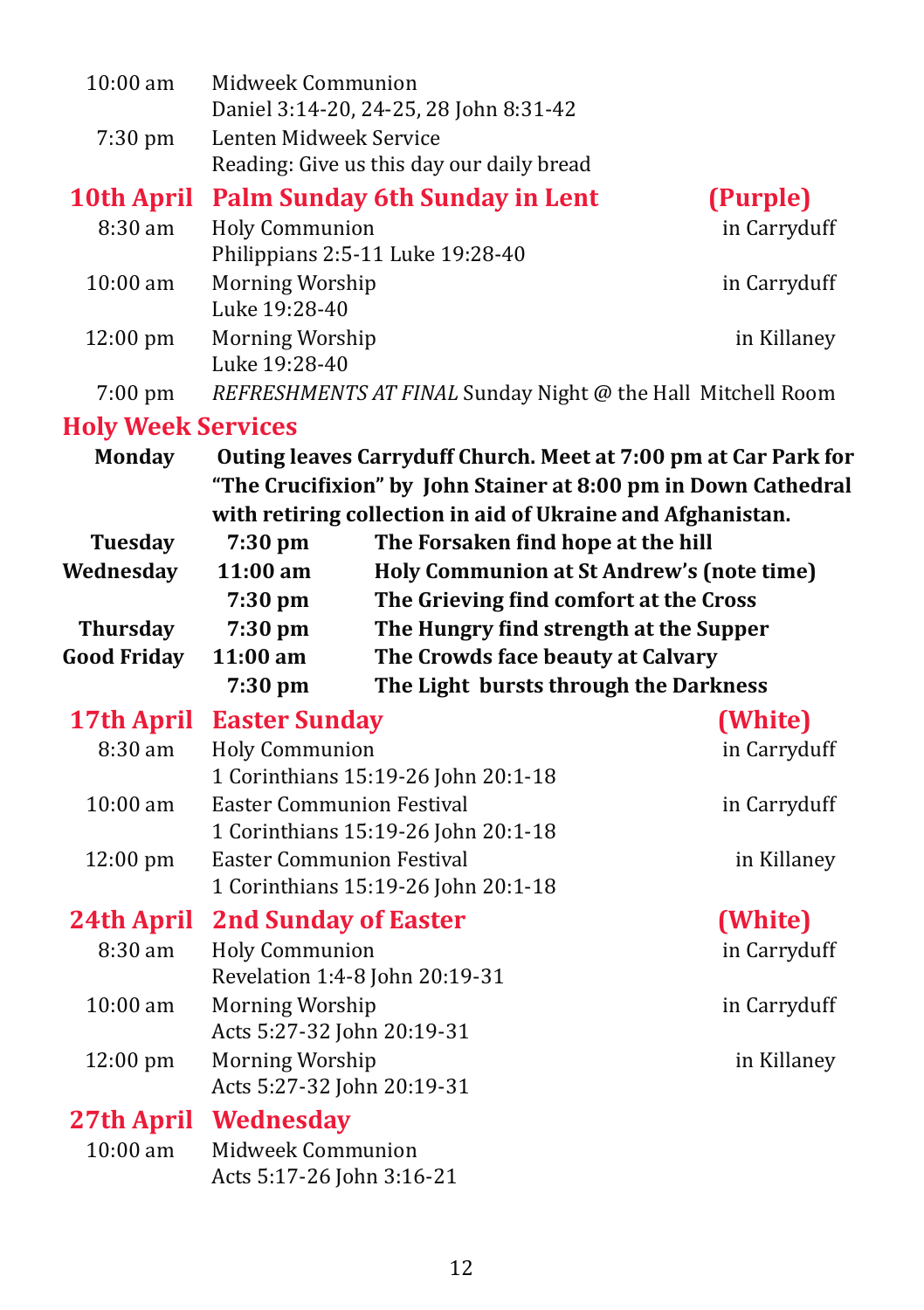| | | |
|---|---|---|
| 10:00 am | Midweek Communion<br>Daniel 3:14-20, 24-25, 28 John 8:31-42 | |
| 7:30 pm | Lenten Midweek Service<br>Reading: Give us this day our daily bread | |
| **10th April** | **Palm Sunday 6th Sunday in Lent** | **(Purple)** |
| 8:30 am | Holy Communion<br>Philippians 2:5-11 Luke 19:28-40 | in Carryduff |
| 10:00 am | Morning Worship<br>Luke 19:28-40 | in Carryduff |
| 12:00 pm | Morning Worship<br>Luke 19:28-40 | in Killaney |
| 7:00 pm | *REFRESHMENTS AT FINAL* Sunday Night @ the Hall Mitchell Room | |

## Holy Week Services

| | | |
|---|---|---|
| **Monday** | **Outing leaves Carryduff Church. Meet at 7:00 pm at Car Park for "The Crucifixion" by John Stainer at 8:00 pm in Down Cathedral with retiring collection in aid of Ukraine and Afghanistan.** | |
| **Tuesday** | **7:30 pm** | **The Forsaken find hope at the hill** |
| **Wednesday** | **11:00 am** | **Holy Communion at St Andrew's (note time)** |
| | **7:30 pm** | **The Grieving find comfort at the Cross** |
| **Thursday** | **7:30 pm** | **The Hungry find strength at the Supper** |
| **Good Friday** | **11:00 am** | **The Crowds face beauty at Calvary** |
| | **7:30 pm** | **The Light bursts through the Darkness** |

| | | |
|---|---|---|
| **17th April** | **Easter Sunday** | **(White)** |
| 8:30 am | Holy Communion<br>1 Corinthians 15:19-26 John 20:1-18 | in Carryduff |
| 10:00 am | Easter Communion Festival<br>1 Corinthians 15:19-26 John 20:1-18 | in Carryduff |
| 12:00 pm | Easter Communion Festival<br>1 Corinthians 15:19-26 John 20:1-18 | in Killaney |
| **24th April** | **2nd Sunday of Easter** | **(White)** |
| 8:30 am | Holy Communion<br>Revelation 1:4-8 John 20:19-31 | in Carryduff |
| 10:00 am | Morning Worship<br>Acts 5:27-32 John 20:19-31 | in Carryduff |
| 12:00 pm | Morning Worship<br>Acts 5:27-32 John 20:19-31 | in Killaney |
| **27th April** | **Wednesday** | |
| 10:00 am | Midweek Communion<br>Acts 5:17-26 John 3:16-21 | |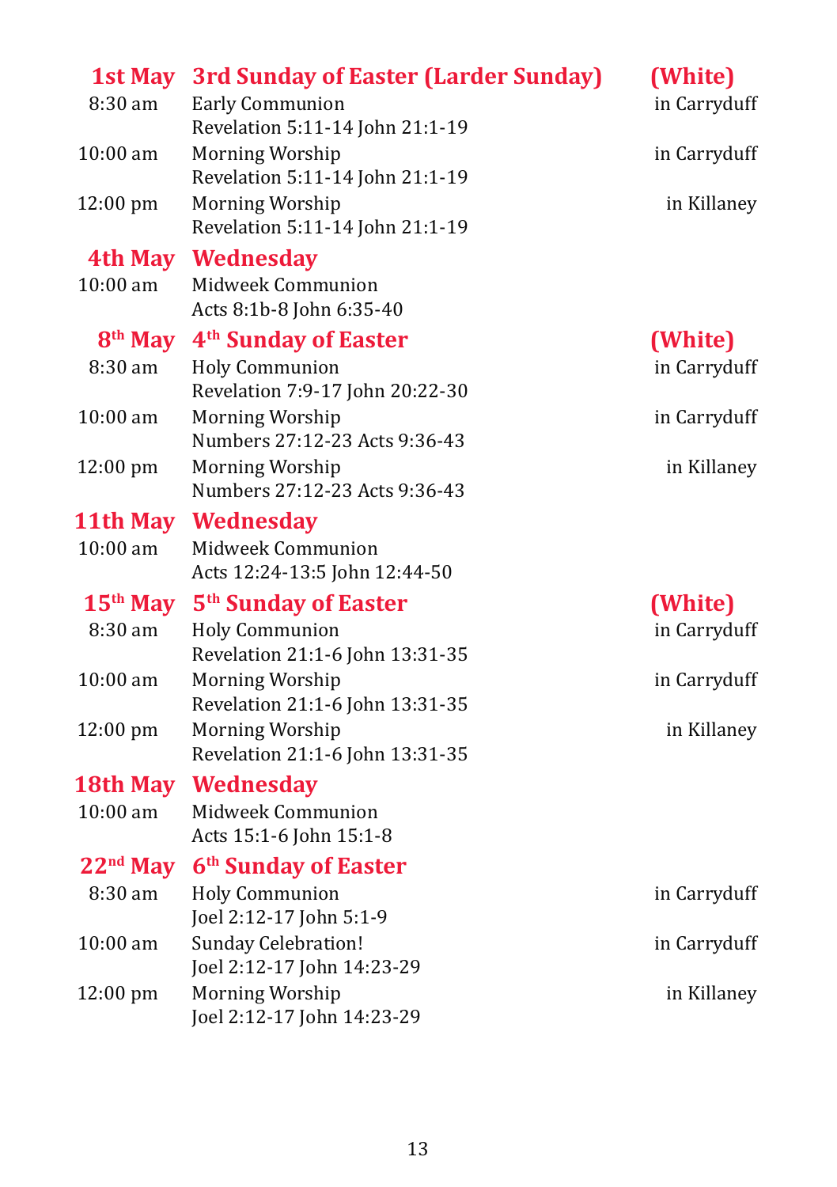| | | |
|---|---|---|
| **1st May** | **3rd Sunday of Easter (Larder Sunday)** | **(White)** |
| 8:30 am | Early Communion<br>Revelation 5:11-14 John 21:1-19 | in Carryduff |
| 10:00 am | Morning Worship<br>Revelation 5:11-14 John 21:1-19 | in Carryduff |
| 12:00 pm | Morning Worship<br>Revelation 5:11-14 John 21:1-19 | in Killaney |
| **4th May** | **Wednesday** | |
| 10:00 am | Midweek Communion<br>Acts 8:1b-8 John 6:35-40 | |
| **8th May** | **4th Sunday of Easter** | **(White)** |
| 8:30 am | Holy Communion<br>Revelation 7:9-17 John 20:22-30 | in Carryduff |
| 10:00 am | Morning Worship<br>Numbers 27:12-23 Acts 9:36-43 | in Carryduff |
| 12:00 pm | Morning Worship<br>Numbers 27:12-23 Acts 9:36-43 | in Killaney |
| **11th May** | **Wednesday** | |
| 10:00 am | Midweek Communion<br>Acts 12:24-13:5 John 12:44-50 | |
| **15th May** | **5th Sunday of Easter** | **(White)** |
| 8:30 am | Holy Communion<br>Revelation 21:1-6 John 13:31-35 | in Carryduff |
| 10:00 am | Morning Worship<br>Revelation 21:1-6 John 13:31-35 | in Carryduff |
| 12:00 pm | Morning Worship<br>Revelation 21:1-6 John 13:31-35 | in Killaney |
| **18th May** | **Wednesday** | |
| 10:00 am | Midweek Communion<br>Acts 15:1-6 John 15:1-8 | |
| **22nd May** | **6th Sunday of Easter** | |
| 8:30 am | Holy Communion<br>Joel 2:12-17 John 5:1-9 | in Carryduff |
| 10:00 am | Sunday Celebration!<br>Joel 2:12-17 John 14:23-29 | in Carryduff |
| 12:00 pm | Morning Worship<br>Joel 2:12-17 John 14:23-29 | in Killaney |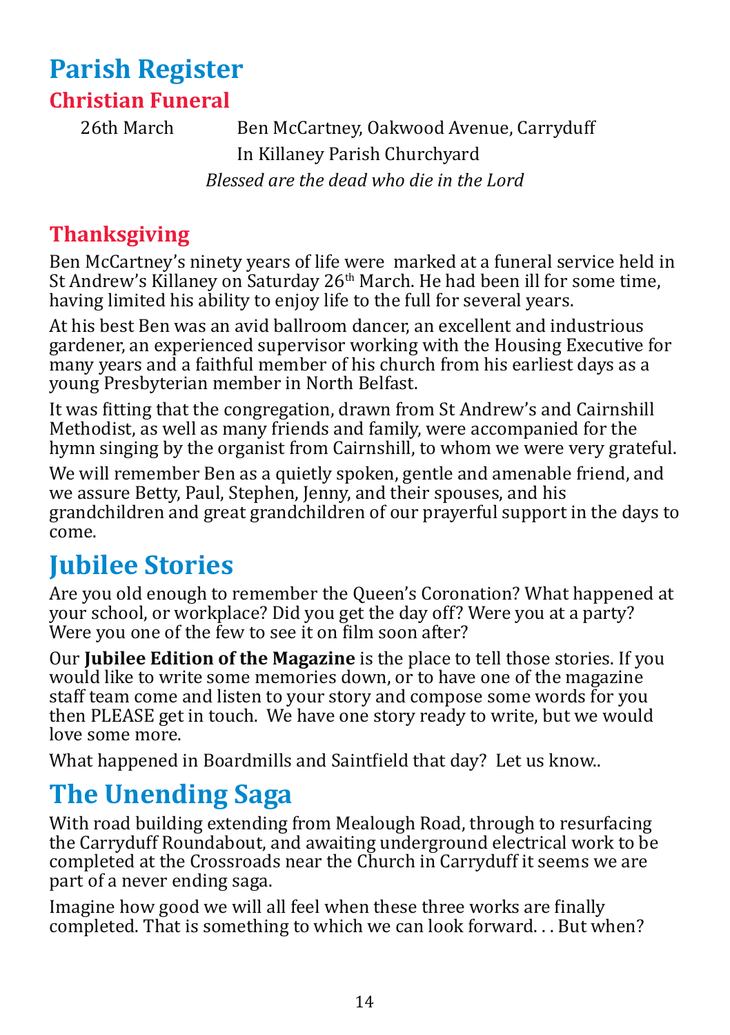# Parish Register

## Christian Funeral

26th March Ben McCartney, Oakwood Avenue, Carryduff
In Killaney Parish Churchyard

*Blessed are the dead who die in the Lord*

## Thanksgiving

Ben McCartney's ninety years of life were marked at a funeral service held in St Andrew's Killaney on Saturday 26th March. He had been ill for some time, having limited his ability to enjoy life to the full for several years.

At his best Ben was an avid ballroom dancer, an excellent and industrious gardener, an experienced supervisor working with the Housing Executive for many years and a faithful member of his church from his earliest days as a young Presbyterian member in North Belfast.

It was fitting that the congregation, drawn from St Andrew's and Cairnshill Methodist, as well as many friends and family, were accompanied for the hymn singing by the organist from Cairnshill, to whom we were very grateful.

We will remember Ben as a quietly spoken, gentle and amenable friend, and we assure Betty, Paul, Stephen, Jenny, and their spouses, and his grandchildren and great grandchildren of our prayerful support in the days to come.

# Jubilee Stories

Are you old enough to remember the Queen's Coronation? What happened at your school, or workplace? Did you get the day off? Were you at a party? Were you one of the few to see it on film soon after?

Our **Jubilee Edition of the Magazine** is the place to tell those stories. If you would like to write some memories down, or to have one of the magazine staff team come and listen to your story and compose some words for you then PLEASE get in touch. We have one story ready to write, but we would love some more.

What happened in Boardmills and Saintfield that day? Let us know..

# The Unending Saga

With road building extending from Mealough Road, through to resurfacing the Carryduff Roundabout, and awaiting underground electrical work to be completed at the Crossroads near the Church in Carryduff it seems we are part of a never ending saga.

Imagine how good we will all feel when these three works are finally completed. That is something to which we can look forward. . . But when?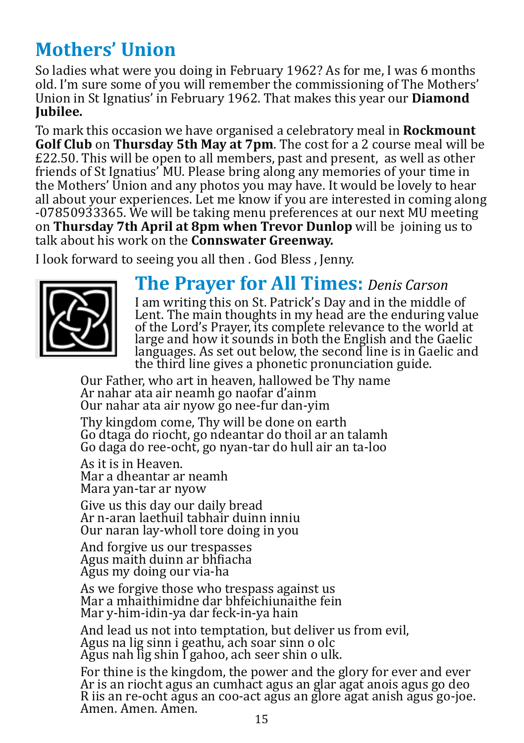# Mothers' Union

So ladies what were you doing in February 1962? As for me, I was 6 months old. I'm sure some of you will remember the commissioning of The Mothers' Union in St Ignatius' in February 1962. That makes this year our **Diamond Jubilee.**

To mark this occasion we have organised a celebratory meal in **Rockmount Golf Club** on **Thursday 5th May at 7pm**. The cost for a 2 course meal will be £22.50. This will be open to all members, past and present, as well as other friends of St Ignatius' MU. Please bring along any memories of your time in the Mothers' Union and any photos you may have. It would be lovely to hear all about your experiences. Let me know if you are interested in coming along -07850933365. We will be taking menu preferences at our next MU meeting on **Thursday 7th April at 8pm when Trevor Dunlop** will be joining us to talk about his work on the **Connswater Greenway.**

I look forward to seeing you all then . God Bless , Jenny.

# The Prayer for All Times: *Denis Carson*

I am writing this on St. Patrick's Day and in the middle of Lent. The main thoughts in my head are the enduring value of the Lord's Prayer, its complete relevance to the world at large and how it sounds in both the English and the Gaelic languages. As set out below, the second line is in Gaelic and the third line gives a phonetic pronunciation guide.

Our Father, who art in heaven, hallowed be Thy name
Ar nahar ata air neamh go naofar d'ainm
Our nahar ata air nyow go nee-fur dan-yim

Thy kingdom come, Thy will be done on earth
Go dtaga do riocht, go ndeantar do thoil ar an talamh
Go daga do ree-ocht, go nyan-tar do hull air an ta-loo

As it is in Heaven.
Mar a dheantar ar neamh
Mara yan-tar ar nyow

Give us this day our daily bread
Ar n-aran laethuil tabhair duinn inniu
Our naran lay-wholl tore doing in you

And forgive us our trespasses
Agus maith duinn ar bhfiacha
Agus my doing our via-ha

As we forgive those who trespass against us
Mar a mhaithimidne dar bhfeichiunaithe fein
Mar y-him-idin-ya dar feck-in-ya hain

And lead us not into temptation, but deliver us from evil,
Agus na lig sinn i geathu, ach soar sinn o olc
Agus nah lig shin I gahoo, ach seer shin o ulk.

For thine is the kingdom, the power and the glory for ever and ever
Ar is an riocht agus an cumhact agus an glar agat anois agus go deo
R iis an re-ocht agus an coo-act agus an glore agat anish agus go-joe.
Amen. Amen. Amen.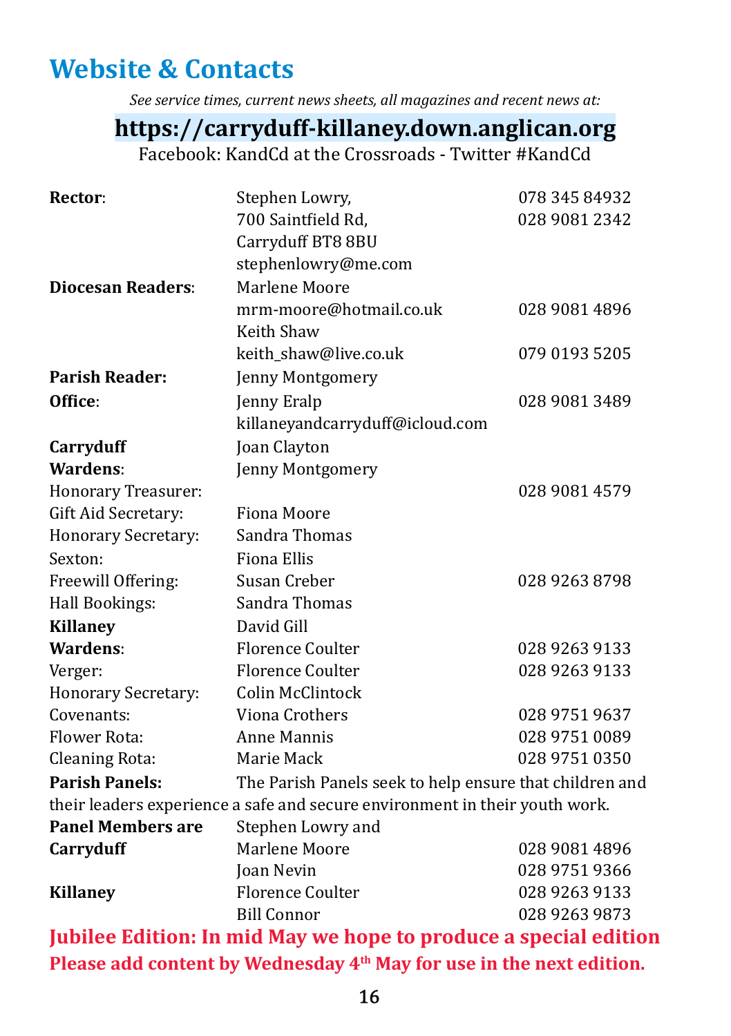# Website & Contacts

*See service times, current news sheets, all magazines and recent news at:*

**https://carryduff-killaney.down.anglican.org**

Facebook: KandCd at the Crossroads - Twitter #KandCd

| | | |
|---|---|---|
| **Rector**: | Stephen Lowry, | 078 345 84932 |
| | 700 Saintfield Rd, | 028 9081 2342 |
| | Carryduff BT8 8BU | |
| | stephenlowry@me.com | |
| **Diocesan Readers**: | Marlene Moore | |
| | mrm-moore@hotmail.co.uk | 028 9081 4896 |
| | Keith Shaw | |
| | keith_shaw@live.co.uk | 079 0193 5205 |
| **Parish Reader:** | Jenny Montgomery | |
| **Office**: | Jenny Eralp | 028 9081 3489 |
| | killaneyandcarryduff@icloud.com | |
| **Carryduff** | Joan Clayton | |
| **Wardens**: | Jenny Montgomery | |
| Honorary Treasurer: | | 028 9081 4579 |
| Gift Aid Secretary: | Fiona Moore | |
| Honorary Secretary: | Sandra Thomas | |
| Sexton: | Fiona Ellis | |
| Freewill Offering: | Susan Creber | 028 9263 8798 |
| Hall Bookings: | Sandra Thomas | |
| **Killaney** | David Gill | |
| **Wardens**: | Florence Coulter | 028 9263 9133 |
| Verger: | Florence Coulter | 028 9263 9133 |
| Honorary Secretary: | Colin McClintock | |
| Covenants: | Viona Crothers | 028 9751 9637 |
| Flower Rota: | Anne Mannis | 028 9751 0089 |
| Cleaning Rota: | Marie Mack | 028 9751 0350 |

**Parish Panels:** The Parish Panels seek to help ensure that children and their leaders experience a safe and secure environment in their youth work.

| | | |
|---|---|---|
| **Panel Members are** | Stephen Lowry and | |
| **Carryduff** | Marlene Moore | 028 9081 4896 |
| | Joan Nevin | 028 9751 9366 |
| **Killaney** | Florence Coulter | 028 9263 9133 |
| | Bill Connor | 028 9263 9873 |

**Jubilee Edition: In mid May we hope to produce a special edition**

**Please add content by Wednesday 4th May for use in the next edition.**